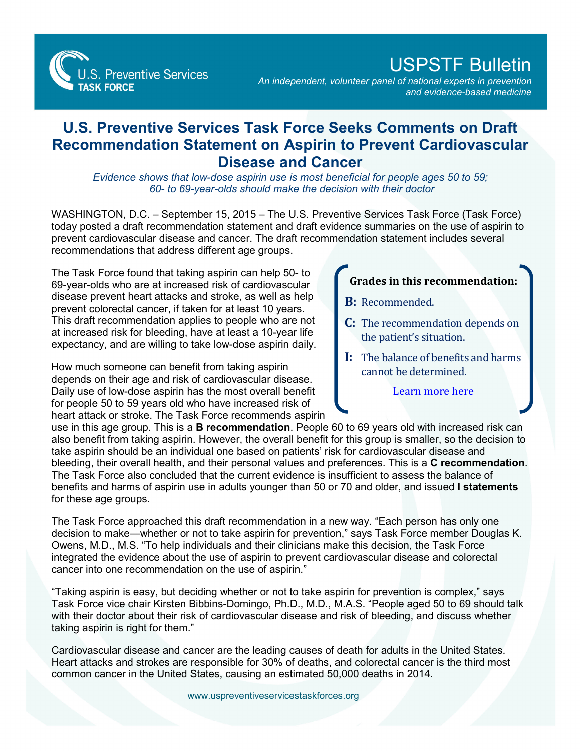U.S. Preventive Services TASK FORCE

# USPSTF Bulletin

*An independent, volunteer panel of national experts in prevention and evidence-based medicine*

## U.S. Preventive Services Task Force Seeks Comments on Draft Recommendation Statement on Aspirin to Prevent Cardiovascular Disease and Cancer

*Evidence shows that low-dose aspirin use is most beneficial for people ages 50 to 59; 60- to 69-year-olds should make the decision with their doctor*

WASHINGTON, D.C. – September 15, 2015 – The U.S. Preventive Services Task Force (Task Force) today posted a draft recommendation statement and draft evidence summaries on the use of aspirin to prevent cardiovascular disease and cancer. The draft recommendation statement includes several recommendations that address different age groups.

The Task Force found that taking aspirin can help 50- to 69-year-olds who are at increased risk of cardiovascular disease prevent heart attacks and stroke, as well as help prevent colorectal cancer, if taken for at least 10 years. This draft recommendation applies to people who are not at increased risk for bleeding, have at least a 10-year life expectancy, and are willing to take low-dose aspirin daily.

How much someone can benefit from taking aspirin depends on their age and risk of cardiovascular disease. Daily use of low-dose aspirin has the most overall benefit for people 50 to 59 years old who have increased risk of heart attack or stroke. The Task Force recommends aspirin use in this age group. This is a **B recommendation**. People 60 to 69 years old with increased risk can also benefit from taking aspirin. However, the overall benefit for this group is smaller, so the decision to take aspirin should be an individual one based on patients' risk for cardiovascular disease and bleeding, their overall health, and their personal values and preferences. This is a **C recommendation**. The Task Force also concluded that the current evidence is insufficient to assess the balance of benefits and harms of aspirin use in adults younger than 50 or 70 and older, and issued **I statements** for these age groups.

> **Grades in this recommendation:**
>
> **B:** Recommended.
>
> **C:** The recommendation depends on the patient's situation.
>
> **I:** The balance of benefits and harms cannot be determined.
>
> Learn more here

The Task Force approached this draft recommendation in a new way. "Each person has only one decision to make—whether or not to take aspirin for prevention," says Task Force member Douglas K. Owens, M.D., M.S. "To help individuals and their clinicians make this decision, the Task Force integrated the evidence about the use of aspirin to prevent cardiovascular disease and colorectal cancer into one recommendation on the use of aspirin."

"Taking aspirin is easy, but deciding whether or not to take aspirin for prevention is complex," says Task Force vice chair Kirsten Bibbins-Domingo, Ph.D., M.D., M.A.S. "People aged 50 to 69 should talk with their doctor about their risk of cardiovascular disease and risk of bleeding, and discuss whether taking aspirin is right for them."

Cardiovascular disease and cancer are the leading causes of death for adults in the United States. Heart attacks and strokes are responsible for 30% of deaths, and colorectal cancer is the third most common cancer in the United States, causing an estimated 50,000 deaths in 2014.

www.uspreventiveservicestaskforces.org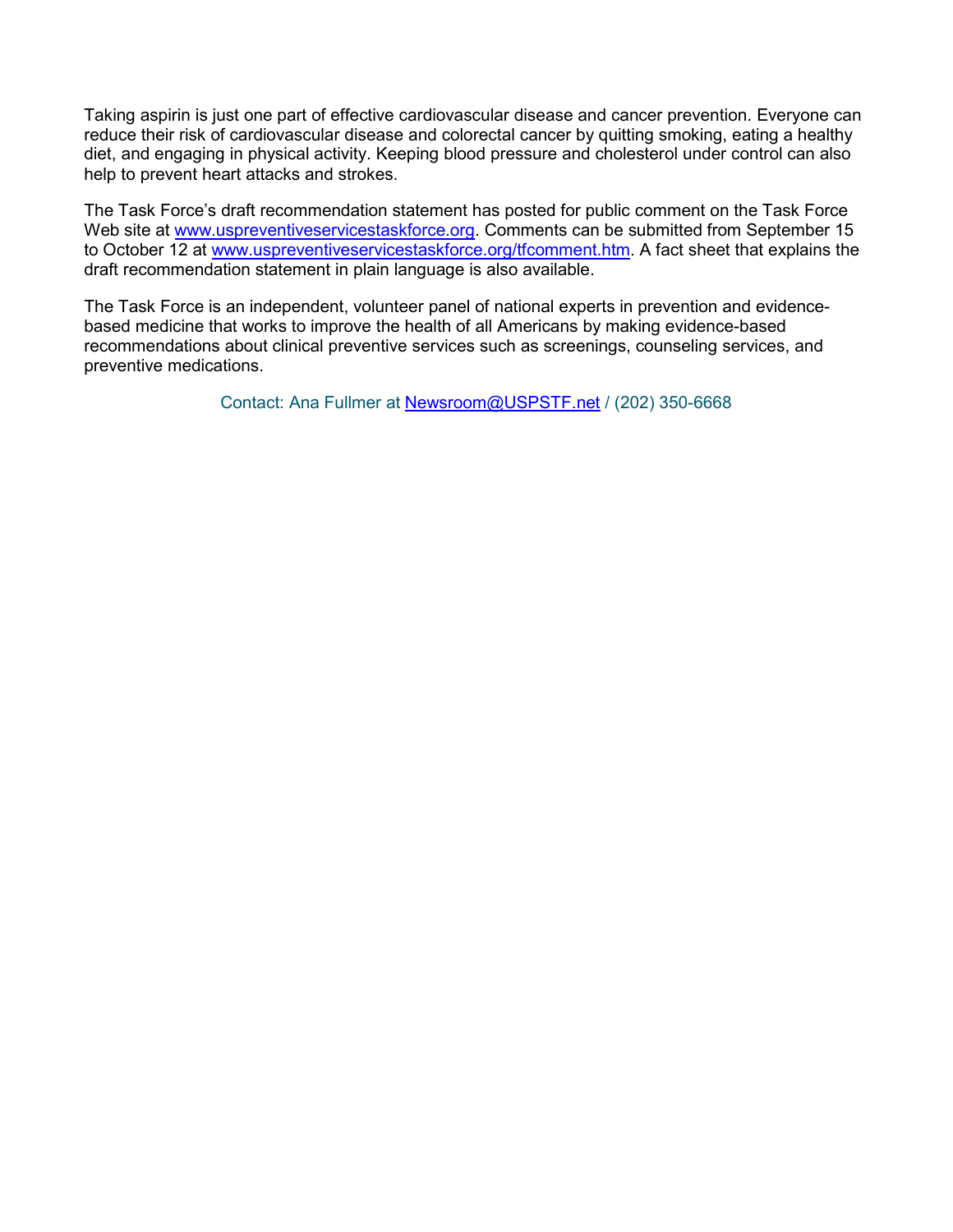Taking aspirin is just one part of effective cardiovascular disease and cancer prevention. Everyone can reduce their risk of cardiovascular disease and colorectal cancer by quitting smoking, eating a healthy diet, and engaging in physical activity. Keeping blood pressure and cholesterol under control can also help to prevent heart attacks and strokes.

The Task Force's draft recommendation statement has posted for public comment on the Task Force Web site at [www.uspreventiveservicestaskforce.org](http://www.uspreventiveservicestaskforce.org). Comments can be submitted from September 15 to October 12 at [www.uspreventiveservicestaskforce.org/tfcomment.htm](http://www.uspreventiveservicestaskforce.org/tfcomment.htm). A fact sheet that explains the draft recommendation statement in plain language is also available.

The Task Force is an independent, volunteer panel of national experts in prevention and evidence-based medicine that works to improve the health of all Americans by making evidence-based recommendations about clinical preventive services such as screenings, counseling services, and preventive medications.

Contact: Ana Fullmer at [Newsroom@USPSTF.net](mailto:Newsroom@USPSTF.net) / (202) 350-6668